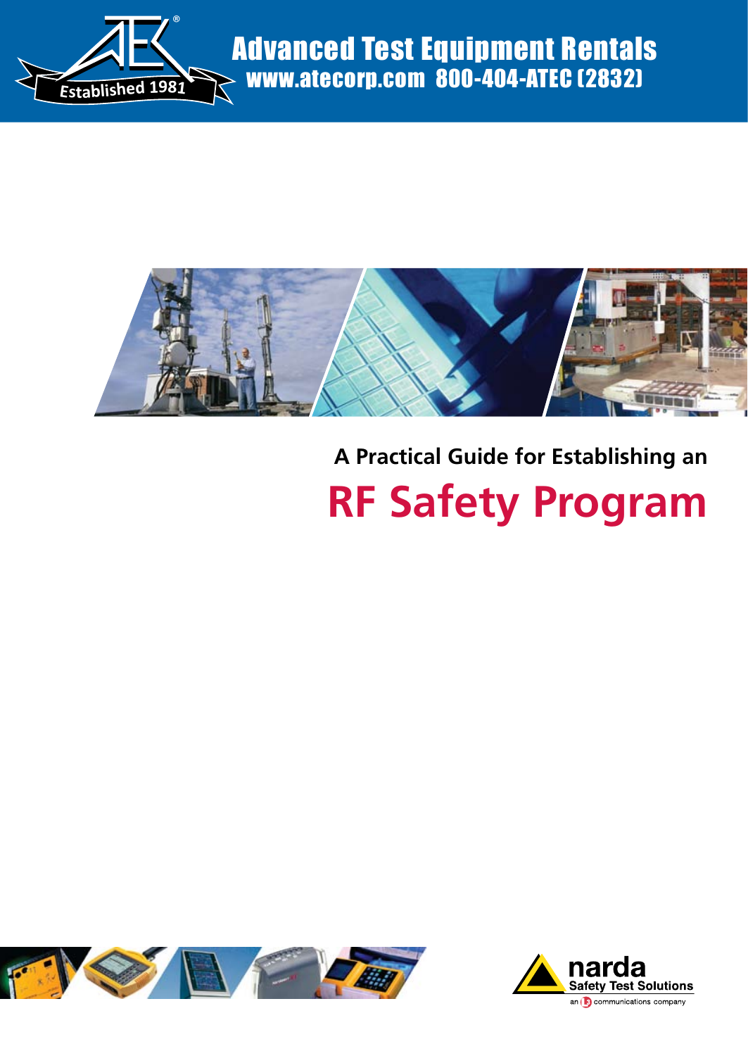Advanced Test Equipment Rentals
www.atecorp.com 800-404-ATEC (2832)

Established 1981

A Practical Guide for Establishing an

# RF Safety Program

narda
Safety Test Solutions
an L3 communications company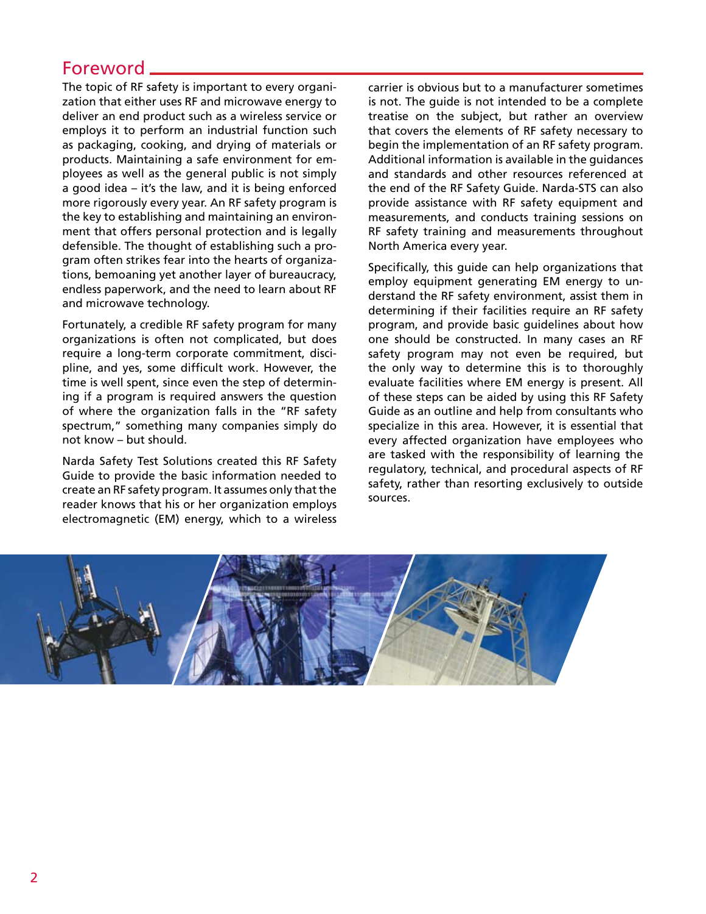# Foreword

The topic of RF safety is important to every organization that either uses RF and microwave energy to deliver an end product such as a wireless service or employs it to perform an industrial function such as packaging, cooking, and drying of materials or products. Maintaining a safe environment for employees as well as the general public is not simply a good idea – it's the law, and it is being enforced more rigorously every year. An RF safety program is the key to establishing and maintaining an environment that offers personal protection and is legally defensible. The thought of establishing such a program often strikes fear into the hearts of organizations, bemoaning yet another layer of bureaucracy, endless paperwork, and the need to learn about RF and microwave technology.

Fortunately, a credible RF safety program for many organizations is often not complicated, but does require a long-term corporate commitment, discipline, and yes, some difficult work. However, the time is well spent, since even the step of determining if a program is required answers the question of where the organization falls in the "RF safety spectrum," something many companies simply do not know – but should.

Narda Safety Test Solutions created this RF Safety Guide to provide the basic information needed to create an RF safety program. It assumes only that the reader knows that his or her organization employs electromagnetic (EM) energy, which to a wireless carrier is obvious but to a manufacturer sometimes is not. The guide is not intended to be a complete treatise on the subject, but rather an overview that covers the elements of RF safety necessary to begin the implementation of an RF safety program. Additional information is available in the guidances and standards and other resources referenced at the end of the RF Safety Guide. Narda-STS can also provide assistance with RF safety equipment and measurements, and conducts training sessions on RF safety training and measurements throughout North America every year.

Specifically, this guide can help organizations that employ equipment generating EM energy to understand the RF safety environment, assist them in determining if their facilities require an RF safety program, and provide basic guidelines about how one should be constructed. In many cases an RF safety program may not even be required, but the only way to determine this is to thoroughly evaluate facilities where EM energy is present. All of these steps can be aided by using this RF Safety Guide as an outline and help from consultants who specialize in this area. However, it is essential that every affected organization have employees who are tasked with the responsibility of learning the regulatory, technical, and procedural aspects of RF safety, rather than resorting exclusively to outside sources.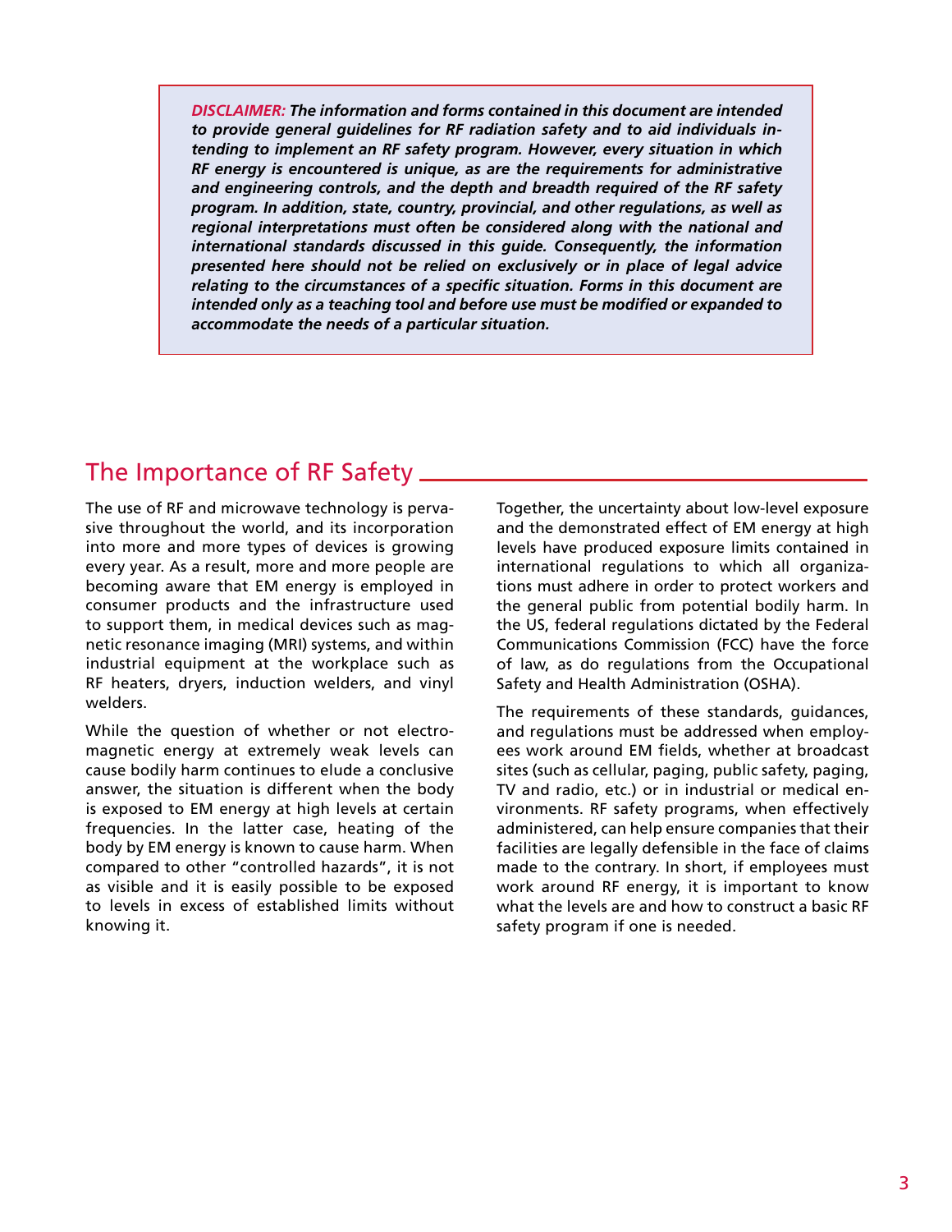***DISCLAIMER:* The information and forms contained in this document are intended to provide general guidelines for RF radiation safety and to aid individuals intending to implement an RF safety program. However, every situation in which RF energy is encountered is unique, as are the requirements for administrative and engineering controls, and the depth and breadth required of the RF safety program. In addition, state, country, provincial, and other regulations, as well as regional interpretations must often be considered along with the national and international standards discussed in this guide. Consequently, the information presented here should not be relied on exclusively or in place of legal advice relating to the circumstances of a specific situation. Forms in this document are intended only as a teaching tool and before use must be modified or expanded to accommodate the needs of a particular situation.***

## The Importance of RF Safety

The use of RF and microwave technology is pervasive throughout the world, and its incorporation into more and more types of devices is growing every year. As a result, more and more people are becoming aware that EM energy is employed in consumer products and the infrastructure used to support them, in medical devices such as magnetic resonance imaging (MRI) systems, and within industrial equipment at the workplace such as RF heaters, dryers, induction welders, and vinyl welders.

While the question of whether or not electromagnetic energy at extremely weak levels can cause bodily harm continues to elude a conclusive answer, the situation is different when the body is exposed to EM energy at high levels at certain frequencies. In the latter case, heating of the body by EM energy is known to cause harm. When compared to other "controlled hazards", it is not as visible and it is easily possible to be exposed to levels in excess of established limits without knowing it.

Together, the uncertainty about low-level exposure and the demonstrated effect of EM energy at high levels have produced exposure limits contained in international regulations to which all organizations must adhere in order to protect workers and the general public from potential bodily harm. In the US, federal regulations dictated by the Federal Communications Commission (FCC) have the force of law, as do regulations from the Occupational Safety and Health Administration (OSHA).

The requirements of these standards, guidances, and regulations must be addressed when employees work around EM fields, whether at broadcast sites (such as cellular, paging, public safety, paging, TV and radio, etc.) or in industrial or medical environments. RF safety programs, when effectively administered, can help ensure companies that their facilities are legally defensible in the face of claims made to the contrary. In short, if employees must work around RF energy, it is important to know what the levels are and how to construct a basic RF safety program if one is needed.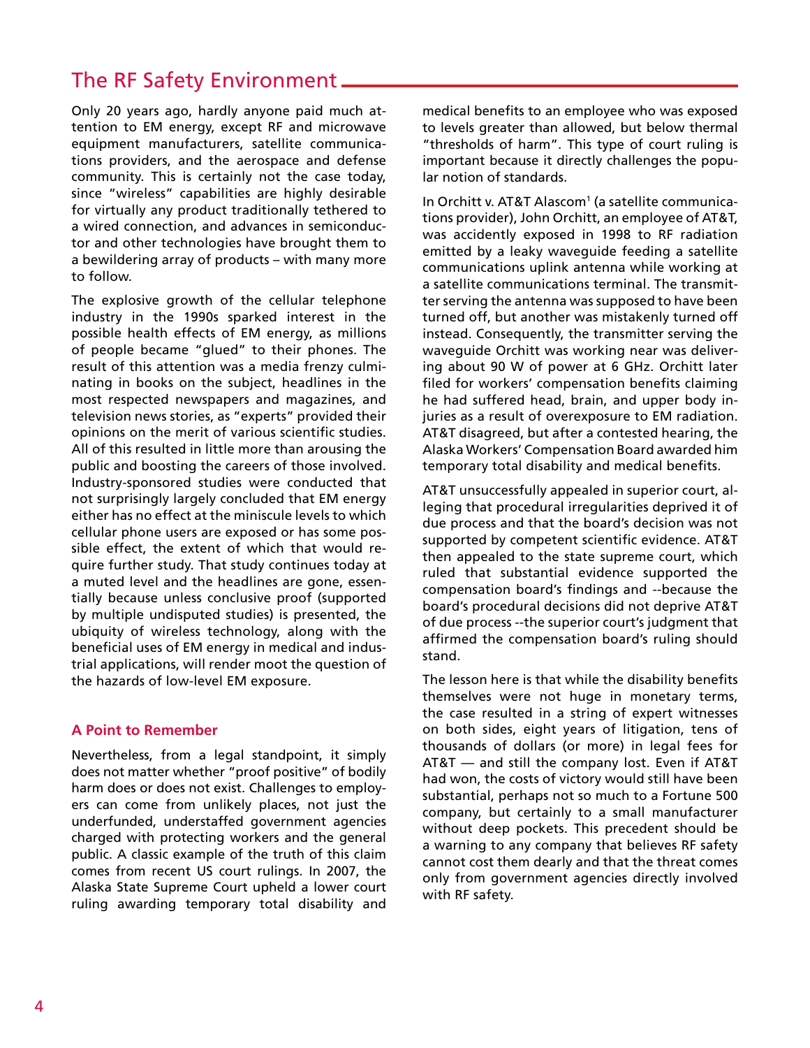## The RF Safety Environment

Only 20 years ago, hardly anyone paid much attention to EM energy, except RF and microwave equipment manufacturers, satellite communications providers, and the aerospace and defense community. This is certainly not the case today, since "wireless" capabilities are highly desirable for virtually any product traditionally tethered to a wired connection, and advances in semiconductor and other technologies have brought them to a bewildering array of products – with many more to follow.

The explosive growth of the cellular telephone industry in the 1990s sparked interest in the possible health effects of EM energy, as millions of people became "glued" to their phones. The result of this attention was a media frenzy culminating in books on the subject, headlines in the most respected newspapers and magazines, and television news stories, as "experts" provided their opinions on the merit of various scientific studies. All of this resulted in little more than arousing the public and boosting the careers of those involved. Industry-sponsored studies were conducted that not surprisingly largely concluded that EM energy either has no effect at the miniscule levels to which cellular phone users are exposed or has some possible effect, the extent of which that would require further study. That study continues today at a muted level and the headlines are gone, essentially because unless conclusive proof (supported by multiple undisputed studies) is presented, the ubiquity of wireless technology, along with the beneficial uses of EM energy in medical and industrial applications, will render moot the question of the hazards of low-level EM exposure.

### A Point to Remember

Nevertheless, from a legal standpoint, it simply does not matter whether "proof positive" of bodily harm does or does not exist. Challenges to employers can come from unlikely places, not just the underfunded, understaffed government agencies charged with protecting workers and the general public. A classic example of the truth of this claim comes from recent US court rulings. In 2007, the Alaska State Supreme Court upheld a lower court ruling awarding temporary total disability and medical benefits to an employee who was exposed to levels greater than allowed, but below thermal "thresholds of harm". This type of court ruling is important because it directly challenges the popular notion of standards.

In Orchitt v. AT&T Alascom[1] (a satellite communications provider), John Orchitt, an employee of AT&T, was accidently exposed in 1998 to RF radiation emitted by a leaky waveguide feeding a satellite communications uplink antenna while working at a satellite communications terminal. The transmitter serving the antenna was supposed to have been turned off, but another was mistakenly turned off instead. Consequently, the transmitter serving the waveguide Orchitt was working near was delivering about 90 W of power at 6 GHz. Orchitt later filed for workers' compensation benefits claiming he had suffered head, brain, and upper body injuries as a result of overexposure to EM radiation. AT&T disagreed, but after a contested hearing, the Alaska Workers' Compensation Board awarded him temporary total disability and medical benefits.

AT&T unsuccessfully appealed in superior court, alleging that procedural irregularities deprived it of due process and that the board's decision was not supported by competent scientific evidence. AT&T then appealed to the state supreme court, which ruled that substantial evidence supported the compensation board's findings and --because the board's procedural decisions did not deprive AT&T of due process --the superior court's judgment that affirmed the compensation board's ruling should stand.

The lesson here is that while the disability benefits themselves were not huge in monetary terms, the case resulted in a string of expert witnesses on both sides, eight years of litigation, tens of thousands of dollars (or more) in legal fees for AT&T — and still the company lost. Even if AT&T had won, the costs of victory would still have been substantial, perhaps not so much to a Fortune 500 company, but certainly to a small manufacturer without deep pockets. This precedent should be a warning to any company that believes RF safety cannot cost them dearly and that the threat comes only from government agencies directly involved with RF safety.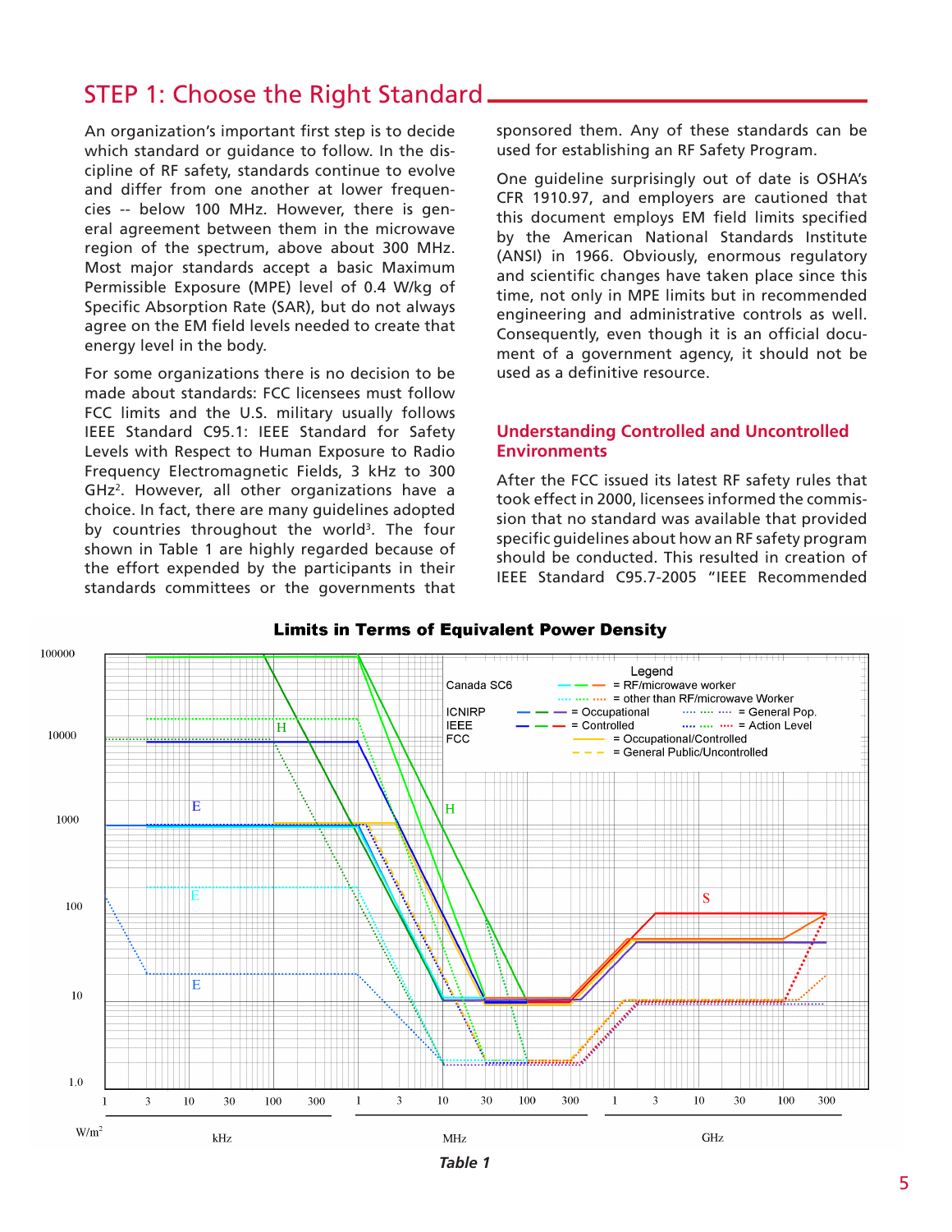## STEP 1: Choose the Right Standard

An organization's important first step is to decide which standard or guidance to follow. In the discipline of RF safety, standards continue to evolve and differ from one another at lower frequencies -- below 100 MHz. However, there is general agreement between them in the microwave region of the spectrum, above about 300 MHz. Most major standards accept a basic Maximum Permissible Exposure (MPE) level of 0.4 W/kg of Specific Absorption Rate (SAR), but do not always agree on the EM field levels needed to create that energy level in the body.

For some organizations there is no decision to be made about standards: FCC licensees must follow FCC limits and the U.S. military usually follows IEEE Standard C95.1: IEEE Standard for Safety Levels with Respect to Human Exposure to Radio Frequency Electromagnetic Fields, 3 kHz to 300 GHz[2]. However, all other organizations have a choice. In fact, there are many guidelines adopted by countries throughout the world[3]. The four shown in Table 1 are highly regarded because of the effort expended by the participants in their standards committees or the governments that sponsored them. Any of these standards can be used for establishing an RF Safety Program.

One guideline surprisingly out of date is OSHA's CFR 1910.97, and employers are cautioned that this document employs EM field limits specified by the American National Standards Institute (ANSI) in 1966. Obviously, enormous regulatory and scientific changes have taken place since this time, not only in MPE limits but in recommended engineering and administrative controls as well. Consequently, even though it is an official document of a government agency, it should not be used as a definitive resource.

### Understanding Controlled and Uncontrolled Environments

After the FCC issued its latest RF safety rules that took effect in 2000, licensees informed the commission that no standard was available that provided specific guidelines about how an RF safety program should be conducted. This resulted in creation of IEEE Standard C95.7-2005 "IEEE Recommended

**Limits in Terms of Equivalent Power Density**

Legend:
- Canada SC6: solid = RF/microwave worker; dotted = other than RF/microwave Worker
- ICNIRP: solid = Occupational; dotted = General Pop.
- IEEE: solid = Controlled; dotted = Action Level
- FCC: solid = Occupational/Controlled; dashed = General Public/Uncontrolled

Y-axis: W/m² (1.0 to 100000); X-axis: 1 kHz to 300 GHz (kHz, MHz, GHz)

*Table 1*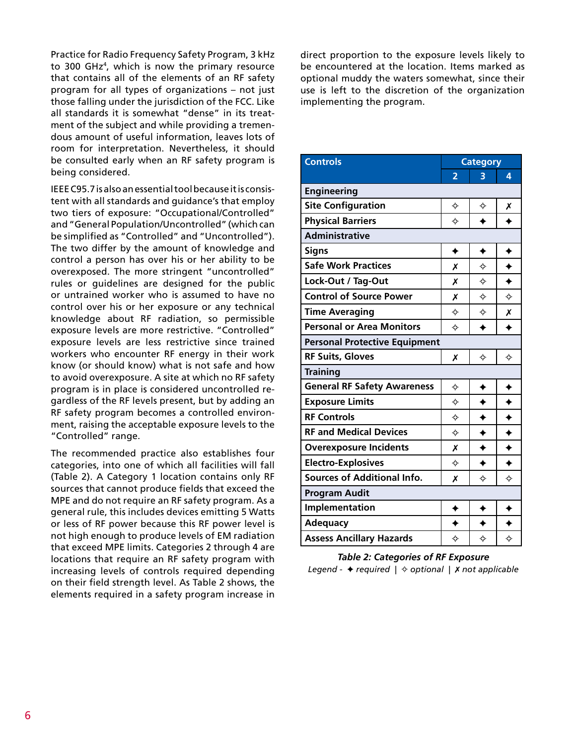Practice for Radio Frequency Safety Program, 3 kHz to 300 GHz[4], which is now the primary resource that contains all of the elements of an RF safety program for all types of organizations – not just those falling under the jurisdiction of the FCC. Like all standards it is somewhat "dense" in its treatment of the subject and while providing a tremendous amount of useful information, leaves lots of room for interpretation. Nevertheless, it should be consulted early when an RF safety program is being considered.

IEEE C95.7 is also an essential tool because it is consistent with all standards and guidance's that employ two tiers of exposure: "Occupational/Controlled" and "General Population/Uncontrolled" (which can be simplified as "Controlled" and "Uncontrolled"). The two differ by the amount of knowledge and control a person has over his or her ability to be overexposed. The more stringent "uncontrolled" rules or guidelines are designed for the public or untrained worker who is assumed to have no control over his or her exposure or any technical knowledge about RF radiation, so permissible exposure levels are more restrictive. "Controlled" exposure levels are less restrictive since trained workers who encounter RF energy in their work know (or should know) what is not safe and how to avoid overexposure. A site at which no RF safety program is in place is considered uncontrolled regardless of the RF levels present, but by adding an RF safety program becomes a controlled environment, raising the acceptable exposure levels to the "Controlled" range.

The recommended practice also establishes four categories, into one of which all facilities will fall (Table 2). A Category 1 location contains only RF sources that cannot produce fields that exceed the MPE and do not require an RF safety program. As a general rule, this includes devices emitting 5 Watts or less of RF power because this RF power level is not high enough to produce levels of EM radiation that exceed MPE limits. Categories 2 through 4 are locations that require an RF safety program with increasing levels of controls required depending on their field strength level. As Table 2 shows, the elements required in a safety program increase in direct proportion to the exposure levels likely to be encountered at the location. Items marked as optional muddy the waters somewhat, since their use is left to the discretion of the organization implementing the program.

| Controls | Category | | |
|---|---|---|---|
| | 2 | 3 | 4 |
| **Engineering** | | | |
| Site Configuration | ✧ | ✧ | ✗ |
| Physical Barriers | ✧ | ✦ | ✦ |
| **Administrative** | | | |
| Signs | ✦ | ✦ | ✦ |
| Safe Work Practices | ✗ | ✧ | ✦ |
| Lock-Out / Tag-Out | ✗ | ✧ | ✦ |
| Control of Source Power | ✗ | ✧ | ✧ |
| Time Averaging | ✧ | ✧ | ✗ |
| Personal or Area Monitors | ✧ | ✦ | ✦ |
| **Personal Protective Equipment** | | | |
| RF Suits, Gloves | ✗ | ✧ | ✧ |
| **Training** | | | |
| General RF Safety Awareness | ✧ | ✦ | ✦ |
| Exposure Limits | ✧ | ✦ | ✦ |
| RF Controls | ✧ | ✦ | ✦ |
| RF and Medical Devices | ✧ | ✦ | ✦ |
| Overexposure Incidents | ✗ | ✦ | ✦ |
| Electro-Explosives | ✧ | ✦ | ✦ |
| Sources of Additional Info. | ✗ | ✧ | ✧ |
| **Program Audit** | | | |
| Implementation | ✦ | ✦ | ✦ |
| Adequacy | ✦ | ✦ | ✦ |
| Assess Ancillary Hazards | ✧ | ✧ | ✧ |

***Table 2: Categories of RF Exposure***

*Legend - ✦ required | ✧ optional | ✗ not applicable*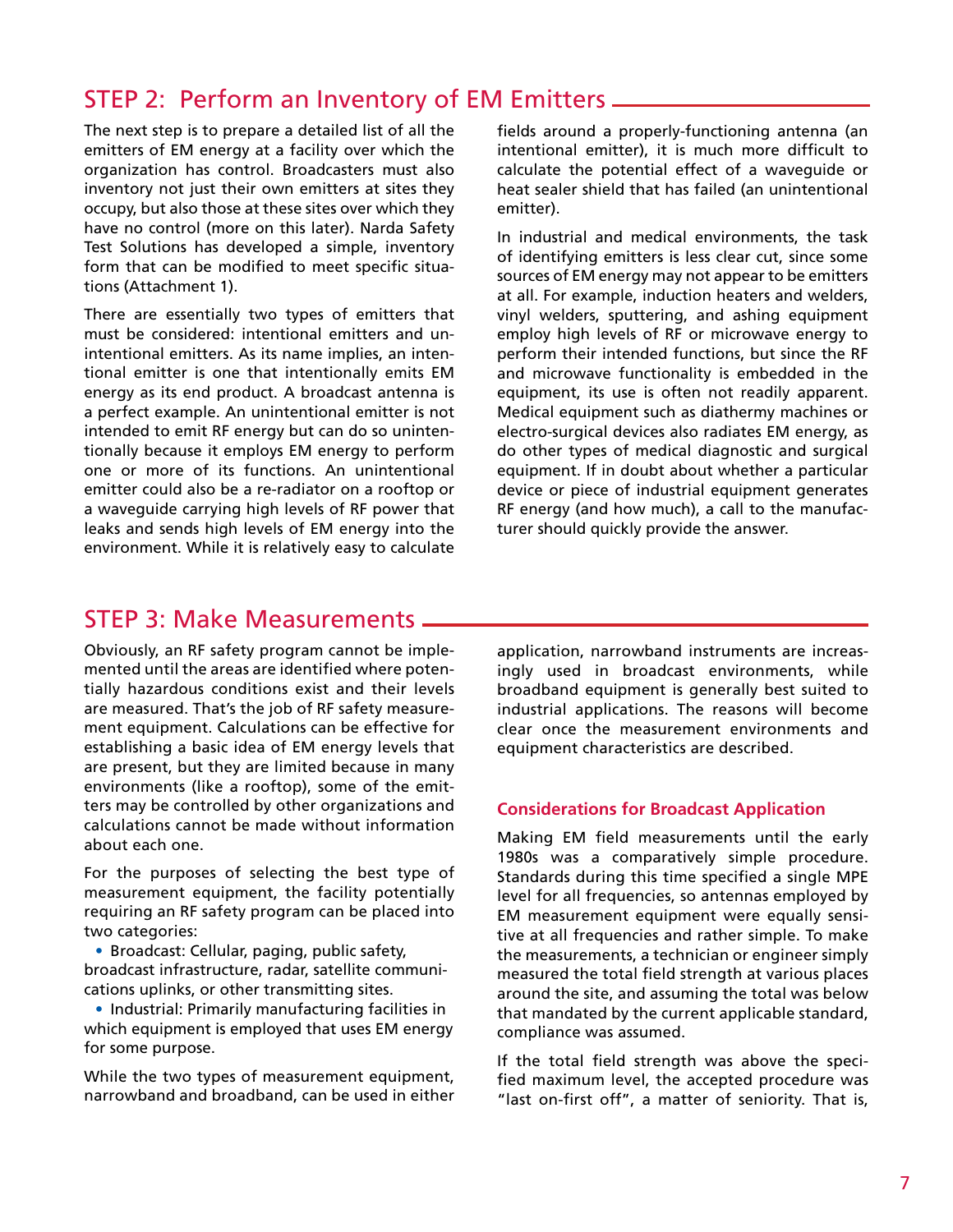## STEP 2: Perform an Inventory of EM Emitters

The next step is to prepare a detailed list of all the emitters of EM energy at a facility over which the organization has control. Broadcasters must also inventory not just their own emitters at sites they occupy, but also those at these sites over which they have no control (more on this later). Narda Safety Test Solutions has developed a simple, inventory form that can be modified to meet specific situations (Attachment 1).

There are essentially two types of emitters that must be considered: intentional emitters and unintentional emitters. As its name implies, an intentional emitter is one that intentionally emits EM energy as its end product. A broadcast antenna is a perfect example. An unintentional emitter is not intended to emit RF energy but can do so unintentionally because it employs EM energy to perform one or more of its functions. An unintentional emitter could also be a re-radiator on a rooftop or a waveguide carrying high levels of RF power that leaks and sends high levels of EM energy into the environment. While it is relatively easy to calculate fields around a properly-functioning antenna (an intentional emitter), it is much more difficult to calculate the potential effect of a waveguide or heat sealer shield that has failed (an unintentional emitter).

In industrial and medical environments, the task of identifying emitters is less clear cut, since some sources of EM energy may not appear to be emitters at all. For example, induction heaters and welders, vinyl welders, sputtering, and ashing equipment employ high levels of RF or microwave energy to perform their intended functions, but since the RF and microwave functionality is embedded in the equipment, its use is often not readily apparent. Medical equipment such as diathermy machines or electro-surgical devices also radiates EM energy, as do other types of medical diagnostic and surgical equipment. If in doubt about whether a particular device or piece of industrial equipment generates RF energy (and how much), a call to the manufacturer should quickly provide the answer.

## STEP 3: Make Measurements

Obviously, an RF safety program cannot be implemented until the areas are identified where potentially hazardous conditions exist and their levels are measured. That's the job of RF safety measurement equipment. Calculations can be effective for establishing a basic idea of EM energy levels that are present, but they are limited because in many environments (like a rooftop), some of the emitters may be controlled by other organizations and calculations cannot be made without information about each one.

For the purposes of selecting the best type of measurement equipment, the facility potentially requiring an RF safety program can be placed into two categories:

- Broadcast: Cellular, paging, public safety, broadcast infrastructure, radar, satellite communications uplinks, or other transmitting sites.
- Industrial: Primarily manufacturing facilities in which equipment is employed that uses EM energy for some purpose.

While the two types of measurement equipment, narrowband and broadband, can be used in either application, narrowband instruments are increasingly used in broadcast environments, while broadband equipment is generally best suited to industrial applications. The reasons will become clear once the measurement environments and equipment characteristics are described.

### Considerations for Broadcast Application

Making EM field measurements until the early 1980s was a comparatively simple procedure. Standards during this time specified a single MPE level for all frequencies, so antennas employed by EM measurement equipment were equally sensitive at all frequencies and rather simple. To make the measurements, a technician or engineer simply measured the total field strength at various places around the site, and assuming the total was below that mandated by the current applicable standard, compliance was assumed.

If the total field strength was above the specified maximum level, the accepted procedure was "last on-first off", a matter of seniority. That is,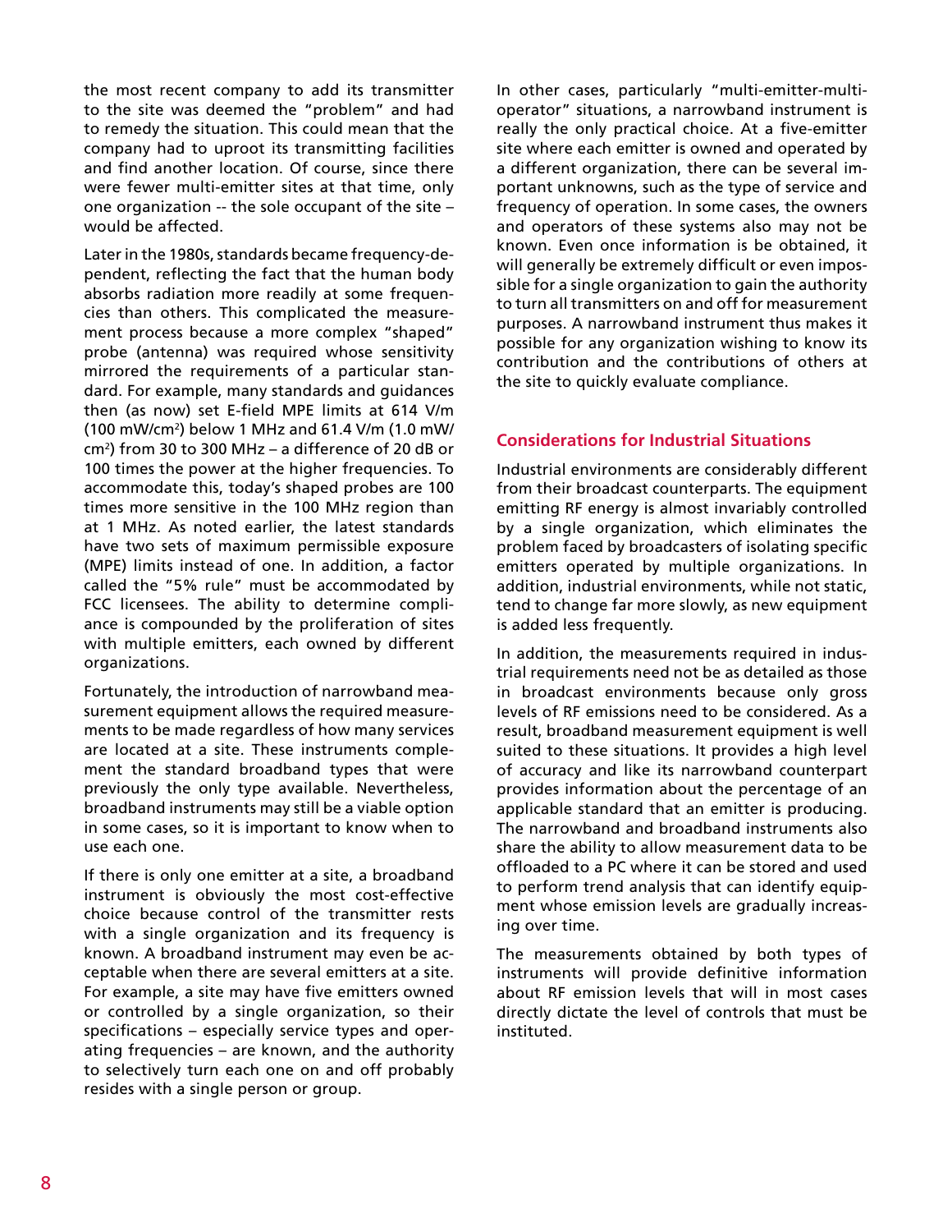the most recent company to add its transmitter to the site was deemed the "problem" and had to remedy the situation. This could mean that the company had to uproot its transmitting facilities and find another location. Of course, since there were fewer multi-emitter sites at that time, only one organization -- the sole occupant of the site – would be affected.

Later in the 1980s, standards became frequency-dependent, reflecting the fact that the human body absorbs radiation more readily at some frequencies than others. This complicated the measurement process because a more complex "shaped" probe (antenna) was required whose sensitivity mirrored the requirements of a particular standard. For example, many standards and guidances then (as now) set E-field MPE limits at 614 V/m (100 mW/cm$^2$) below 1 MHz and 61.4 V/m (1.0 mW/cm$^2$) from 30 to 300 MHz – a difference of 20 dB or 100 times the power at the higher frequencies. To accommodate this, today's shaped probes are 100 times more sensitive in the 100 MHz region than at 1 MHz. As noted earlier, the latest standards have two sets of maximum permissible exposure (MPE) limits instead of one. In addition, a factor called the "5% rule" must be accommodated by FCC licensees. The ability to determine compliance is compounded by the proliferation of sites with multiple emitters, each owned by different organizations.

Fortunately, the introduction of narrowband measurement equipment allows the required measurements to be made regardless of how many services are located at a site. These instruments complement the standard broadband types that were previously the only type available. Nevertheless, broadband instruments may still be a viable option in some cases, so it is important to know when to use each one.

If there is only one emitter at a site, a broadband instrument is obviously the most cost-effective choice because control of the transmitter rests with a single organization and its frequency is known. A broadband instrument may even be acceptable when there are several emitters at a site. For example, a site may have five emitters owned or controlled by a single organization, so their specifications – especially service types and operating frequencies – are known, and the authority to selectively turn each one on and off probably resides with a single person or group.

In other cases, particularly "multi-emitter-multi-operator" situations, a narrowband instrument is really the only practical choice. At a five-emitter site where each emitter is owned and operated by a different organization, there can be several important unknowns, such as the type of service and frequency of operation. In some cases, the owners and operators of these systems also may not be known. Even once information is be obtained, it will generally be extremely difficult or even impossible for a single organization to gain the authority to turn all transmitters on and off for measurement purposes. A narrowband instrument thus makes it possible for any organization wishing to know its contribution and the contributions of others at the site to quickly evaluate compliance.

## Considerations for Industrial Situations

Industrial environments are considerably different from their broadcast counterparts. The equipment emitting RF energy is almost invariably controlled by a single organization, which eliminates the problem faced by broadcasters of isolating specific emitters operated by multiple organizations. In addition, industrial environments, while not static, tend to change far more slowly, as new equipment is added less frequently.

In addition, the measurements required in industrial requirements need not be as detailed as those in broadcast environments because only gross levels of RF emissions need to be considered. As a result, broadband measurement equipment is well suited to these situations. It provides a high level of accuracy and like its narrowband counterpart provides information about the percentage of an applicable standard that an emitter is producing. The narrowband and broadband instruments also share the ability to allow measurement data to be offloaded to a PC where it can be stored and used to perform trend analysis that can identify equipment whose emission levels are gradually increasing over time.

The measurements obtained by both types of instruments will provide definitive information about RF emission levels that will in most cases directly dictate the level of controls that must be instituted.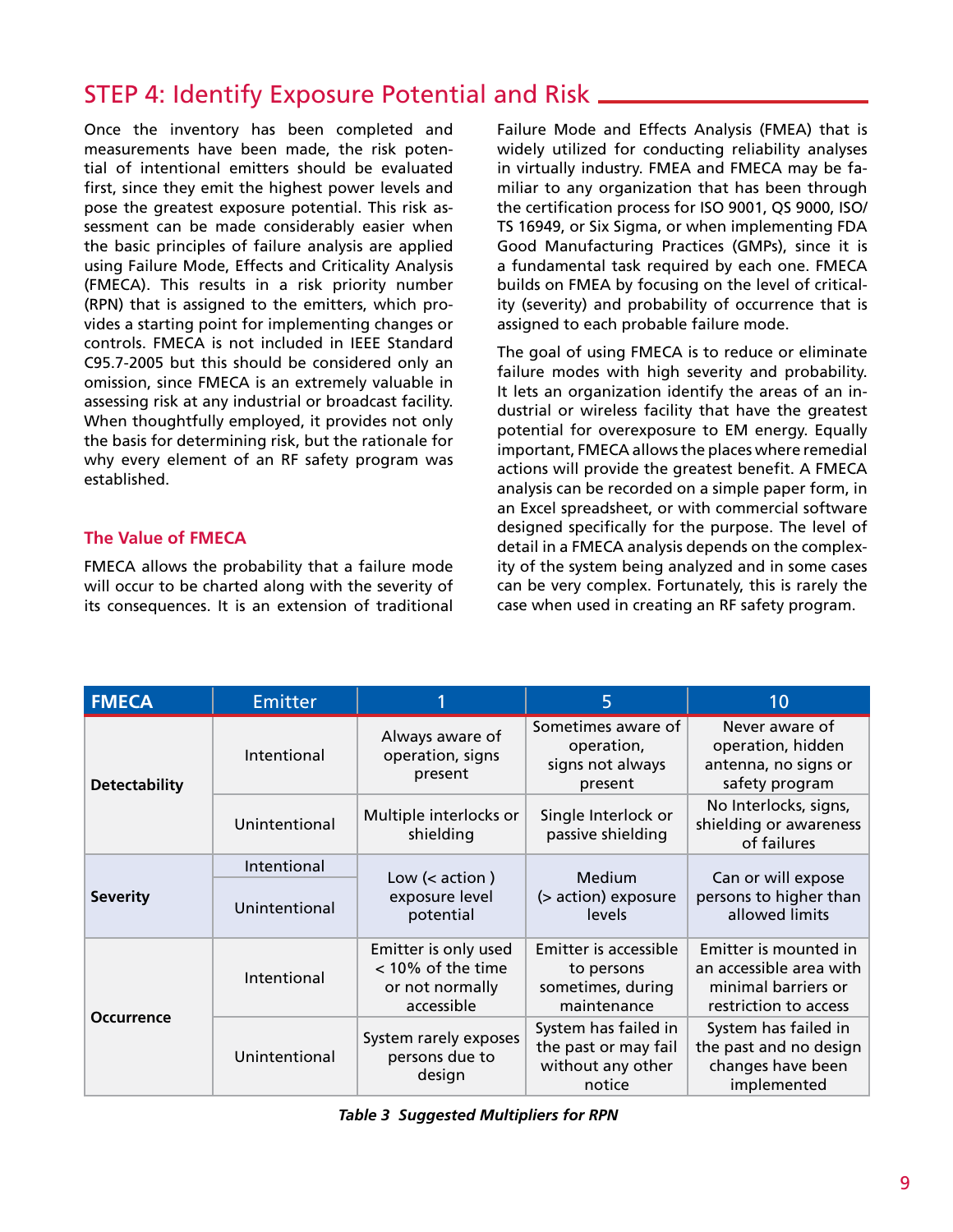## STEP 4: Identify Exposure Potential and Risk

Once the inventory has been completed and measurements have been made, the risk potential of intentional emitters should be evaluated first, since they emit the highest power levels and pose the greatest exposure potential. This risk assessment can be made considerably easier when the basic principles of failure analysis are applied using Failure Mode, Effects and Criticality Analysis (FMECA). This results in a risk priority number (RPN) that is assigned to the emitters, which provides a starting point for implementing changes or controls. FMECA is not included in IEEE Standard C95.7-2005 but this should be considered only an omission, since FMECA is an extremely valuable in assessing risk at any industrial or broadcast facility. When thoughtfully employed, it provides not only the basis for determining risk, but the rationale for why every element of an RF safety program was established.

### The Value of FMECA

FMECA allows the probability that a failure mode will occur to be charted along with the severity of its consequences. It is an extension of traditional Failure Mode and Effects Analysis (FMEA) that is widely utilized for conducting reliability analyses in virtually industry. FMEA and FMECA may be familiar to any organization that has been through the certification process for ISO 9001, QS 9000, ISO/TS 16949, or Six Sigma, or when implementing FDA Good Manufacturing Practices (GMPs), since it is a fundamental task required by each one. FMECA builds on FMEA by focusing on the level of criticality (severity) and probability of occurrence that is assigned to each probable failure mode.

The goal of using FMECA is to reduce or eliminate failure modes with high severity and probability. It lets an organization identify the areas of an industrial or wireless facility that have the greatest potential for overexposure to EM energy. Equally important, FMECA allows the places where remedial actions will provide the greatest benefit. A FMECA analysis can be recorded on a simple paper form, in an Excel spreadsheet, or with commercial software designed specifically for the purpose. The level of detail in a FMECA analysis depends on the complexity of the system being analyzed and in some cases can be very complex. Fortunately, this is rarely the case when used in creating an RF safety program.

| FMECA | Emitter | 1 | 5 | 10 |
|---|---|---|---|---|
| **Detectability** | Intentional | Always aware of operation, signs present | Sometimes aware of operation, signs not always present | Never aware of operation, hidden antenna, no signs or safety program |
| | Unintentional | Multiple interlocks or shielding | Single Interlock or passive shielding | No Interlocks, signs, shielding or awareness of failures |
| **Severity** | Intentional / Unintentional | Low (< action ) exposure level potential | Medium (> action) exposure levels | Can or will expose persons to higher than allowed limits |
| **Occurrence** | Intentional | Emitter is only used < 10% of the time or not normally accessible | Emitter is accessible to persons sometimes, during maintenance | Emitter is mounted in an accessible area with minimal barriers or restriction to access |
| | Unintentional | System rarely exposes persons due to design | System has failed in the past or may fail without any other notice | System has failed in the past and no design changes have been implemented |

***Table 3 Suggested Multipliers for RPN***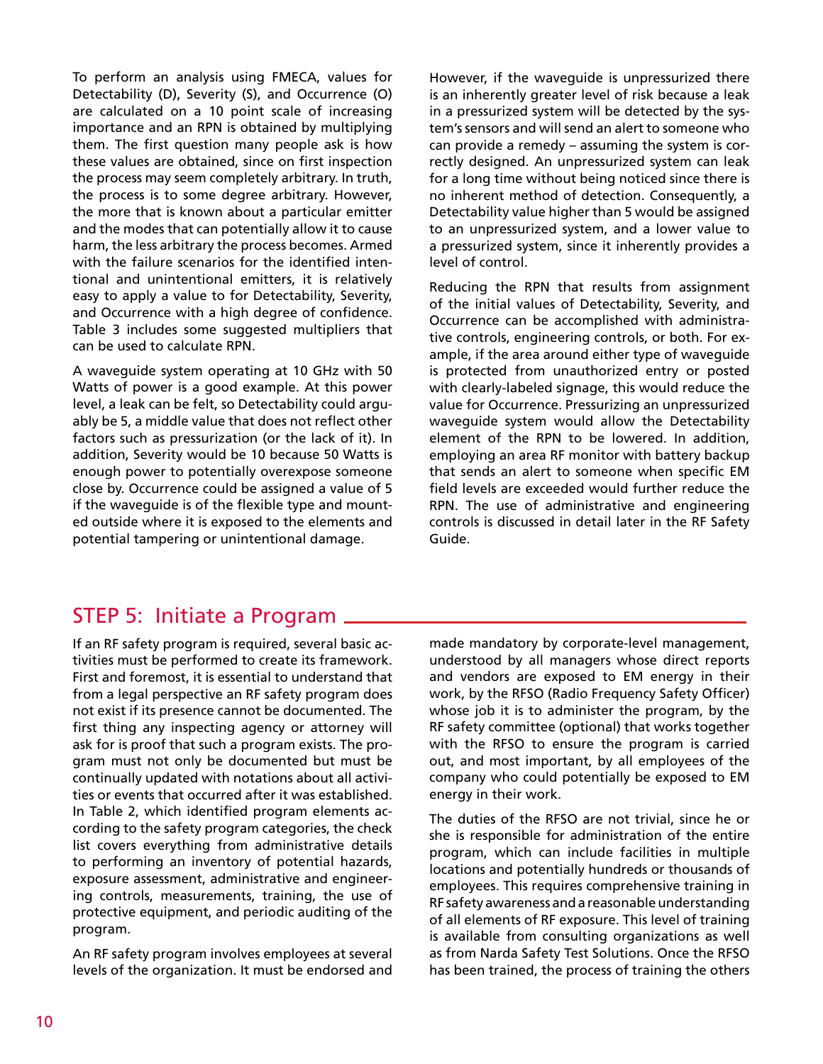To perform an analysis using FMECA, values for Detectability (D), Severity (S), and Occurrence (O) are calculated on a 10 point scale of increasing importance and an RPN is obtained by multiplying them. The first question many people ask is how these values are obtained, since on first inspection the process may seem completely arbitrary. In truth, the process is to some degree arbitrary. However, the more that is known about a particular emitter and the modes that can potentially allow it to cause harm, the less arbitrary the process becomes. Armed with the failure scenarios for the identified intentional and unintentional emitters, it is relatively easy to apply a value to for Detectability, Severity, and Occurrence with a high degree of confidence. Table 3 includes some suggested multipliers that can be used to calculate RPN.

A waveguide system operating at 10 GHz with 50 Watts of power is a good example. At this power level, a leak can be felt, so Detectability could arguably be 5, a middle value that does not reflect other factors such as pressurization (or the lack of it). In addition, Severity would be 10 because 50 Watts is enough power to potentially overexpose someone close by. Occurrence could be assigned a value of 5 if the waveguide is of the flexible type and mounted outside where it is exposed to the elements and potential tampering or unintentional damage.

However, if the waveguide is unpressurized there is an inherently greater level of risk because a leak in a pressurized system will be detected by the system's sensors and will send an alert to someone who can provide a remedy – assuming the system is correctly designed. An unpressurized system can leak for a long time without being noticed since there is no inherent method of detection. Consequently, a Detectability value higher than 5 would be assigned to an unpressurized system, and a lower value to a pressurized system, since it inherently provides a level of control.

Reducing the RPN that results from assignment of the initial values of Detectability, Severity, and Occurrence can be accomplished with administrative controls, engineering controls, or both. For example, if the area around either type of waveguide is protected from unauthorized entry or posted with clearly-labeled signage, this would reduce the value for Occurrence. Pressurizing an unpressurized waveguide system would allow the Detectability element of the RPN to be lowered. In addition, employing an area RF monitor with battery backup that sends an alert to someone when specific EM field levels are exceeded would further reduce the RPN. The use of administrative and engineering controls is discussed in detail later in the RF Safety Guide.

## STEP 5: Initiate a Program

If an RF safety program is required, several basic activities must be performed to create its framework. First and foremost, it is essential to understand that from a legal perspective an RF safety program does not exist if its presence cannot be documented. The first thing any inspecting agency or attorney will ask for is proof that such a program exists. The program must not only be documented but must be continually updated with notations about all activities or events that occurred after it was established. In Table 2, which identified program elements according to the safety program categories, the check list covers everything from administrative details to performing an inventory of potential hazards, exposure assessment, administrative and engineering controls, measurements, training, the use of protective equipment, and periodic auditing of the program.

An RF safety program involves employees at several levels of the organization. It must be endorsed and made mandatory by corporate-level management, understood by all managers whose direct reports and vendors are exposed to EM energy in their work, by the RFSO (Radio Frequency Safety Officer) whose job it is to administer the program, by the RF safety committee (optional) that works together with the RFSO to ensure the program is carried out, and most important, by all employees of the company who could potentially be exposed to EM energy in their work.

The duties of the RFSO are not trivial, since he or she is responsible for administration of the entire program, which can include facilities in multiple locations and potentially hundreds or thousands of employees. This requires comprehensive training in RF safety awareness and a reasonable understanding of all elements of RF exposure. This level of training is available from consulting organizations as well as from Narda Safety Test Solutions. Once the RFSO has been trained, the process of training the others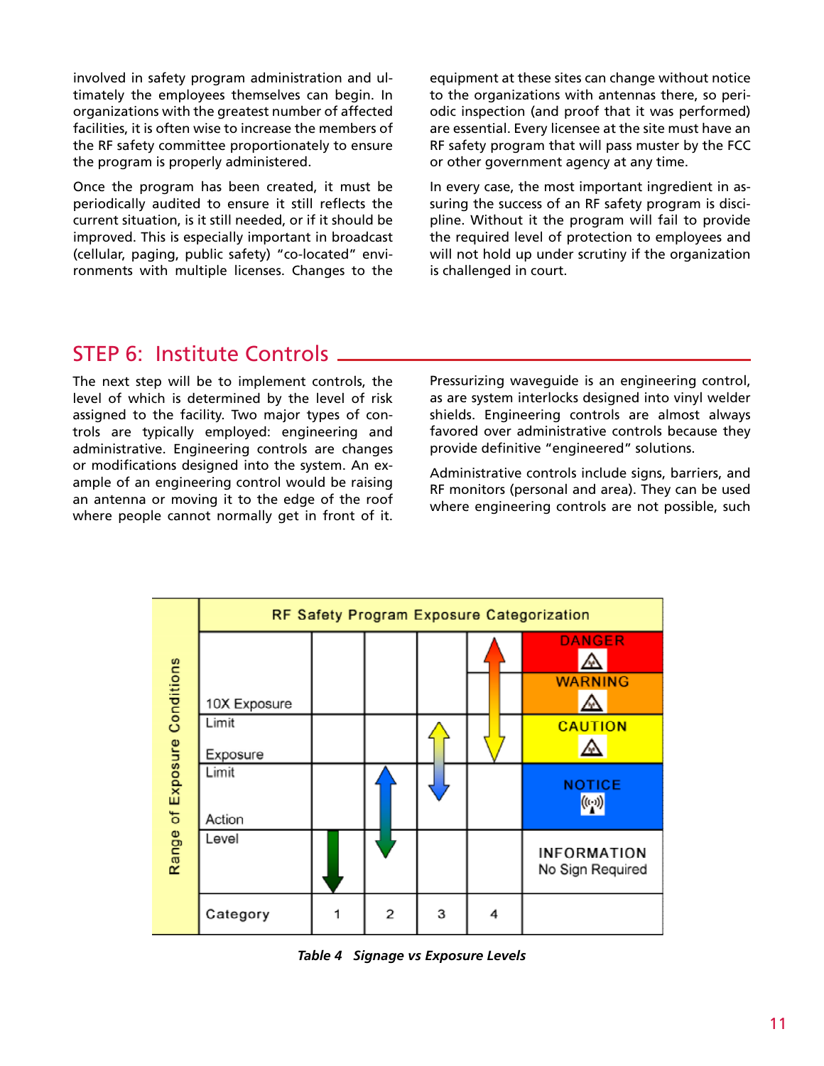involved in safety program administration and ultimately the employees themselves can begin. In organizations with the greatest number of affected facilities, it is often wise to increase the members of the RF safety committee proportionately to ensure the program is properly administered.

Once the program has been created, it must be periodically audited to ensure it still reflects the current situation, is it still needed, or if it should be improved. This is especially important in broadcast (cellular, paging, public safety) "co-located" environments with multiple licenses. Changes to the equipment at these sites can change without notice to the organizations with antennas there, so periodic inspection (and proof that it was performed) are essential. Every licensee at the site must have an RF safety program that will pass muster by the FCC or other government agency at any time.

In every case, the most important ingredient in assuring the success of an RF safety program is discipline. Without it the program will fail to provide the required level of protection to employees and will not hold up under scrutiny if the organization is challenged in court.

## STEP 6: Institute Controls

The next step will be to implement controls, the level of which is determined by the level of risk assigned to the facility. Two major types of controls are typically employed: engineering and administrative. Engineering controls are changes or modifications designed into the system. An example of an engineering control would be raising an antenna or moving it to the edge of the roof where people cannot normally get in front of it. Pressurizing waveguide is an engineering control, as are system interlocks designed into vinyl welder shields. Engineering controls are almost always favored over administrative controls because they provide definitive "engineered" solutions.

Administrative controls include signs, barriers, and RF monitors (personal and area). They can be used where engineering controls are not possible, such

| Range of Exposure Conditions | Category 1 | Category 2 | Category 3 | Category 4 | Signage |
|---|---|---|---|---|---|
| Above 10X Exposure Limit | | | | ↑ | DANGER |
| 10X Exposure Limit | | | | ↕ | WARNING |
| Exposure Limit | | | ↑ | ↓ | CAUTION |
| Action Level | | ↑ | ↓ | | NOTICE |
| Below Action Level | ↓ | ↓ | | | INFORMATION No Sign Required |

*Table 4 Signage vs Exposure Levels*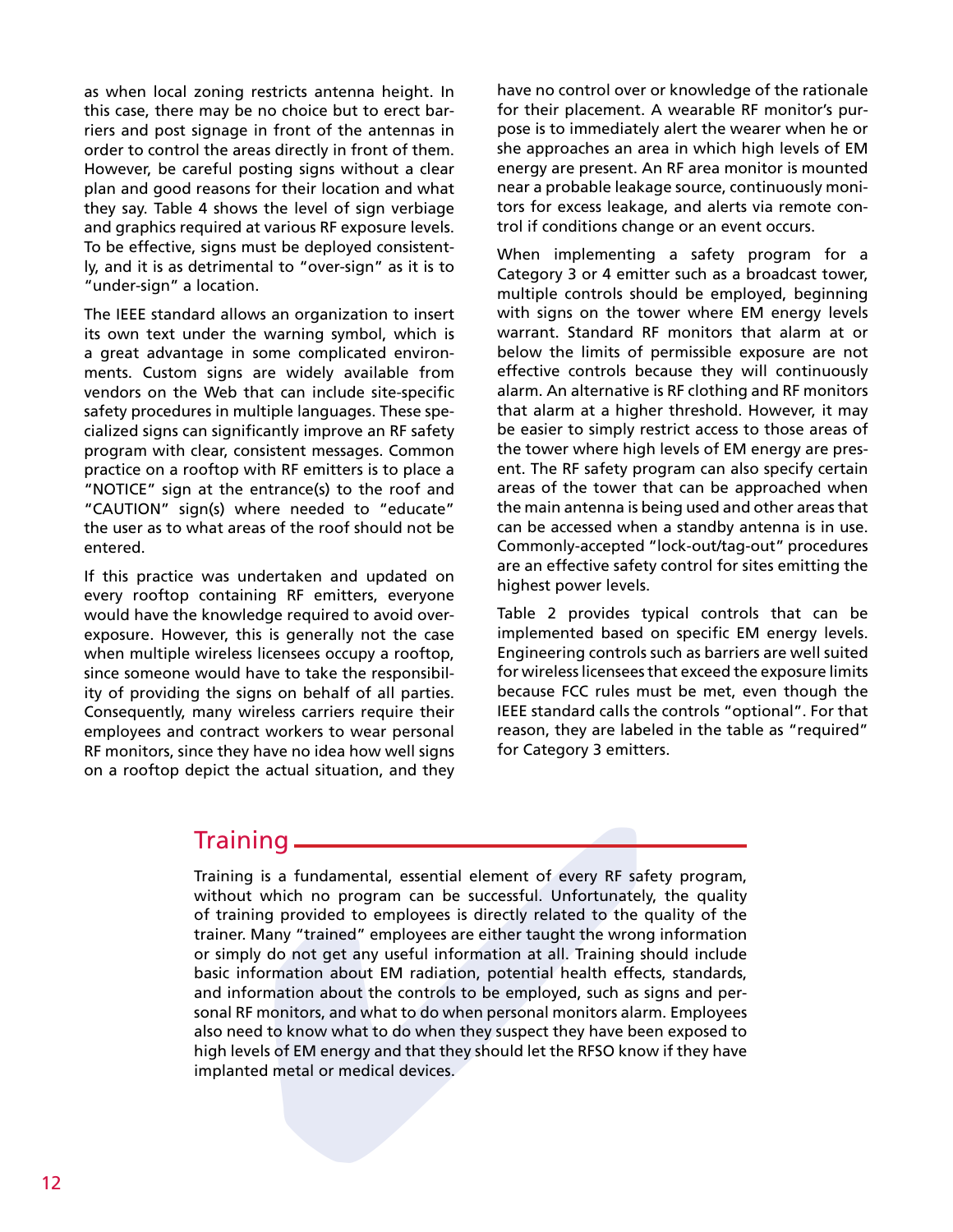as when local zoning restricts antenna height. In this case, there may be no choice but to erect barriers and post signage in front of the antennas in order to control the areas directly in front of them. However, be careful posting signs without a clear plan and good reasons for their location and what they say. Table 4 shows the level of sign verbiage and graphics required at various RF exposure levels. To be effective, signs must be deployed consistently, and it is as detrimental to "over-sign" as it is to "under-sign" a location.

The IEEE standard allows an organization to insert its own text under the warning symbol, which is a great advantage in some complicated environments. Custom signs are widely available from vendors on the Web that can include site-specific safety procedures in multiple languages. These specialized signs can significantly improve an RF safety program with clear, consistent messages. Common practice on a rooftop with RF emitters is to place a "NOTICE" sign at the entrance(s) to the roof and "CAUTION" sign(s) where needed to "educate" the user as to what areas of the roof should not be entered.

If this practice was undertaken and updated on every rooftop containing RF emitters, everyone would have the knowledge required to avoid overexposure. However, this is generally not the case when multiple wireless licensees occupy a rooftop, since someone would have to take the responsibility of providing the signs on behalf of all parties. Consequently, many wireless carriers require their employees and contract workers to wear personal RF monitors, since they have no idea how well signs on a rooftop depict the actual situation, and they have no control over or knowledge of the rationale for their placement. A wearable RF monitor's purpose is to immediately alert the wearer when he or she approaches an area in which high levels of EM energy are present. An RF area monitor is mounted near a probable leakage source, continuously monitors for excess leakage, and alerts via remote control if conditions change or an event occurs.

When implementing a safety program for a Category 3 or 4 emitter such as a broadcast tower, multiple controls should be employed, beginning with signs on the tower where EM energy levels warrant. Standard RF monitors that alarm at or below the limits of permissible exposure are not effective controls because they will continuously alarm. An alternative is RF clothing and RF monitors that alarm at a higher threshold. However, it may be easier to simply restrict access to those areas of the tower where high levels of EM energy are present. The RF safety program can also specify certain areas of the tower that can be approached when the main antenna is being used and other areas that can be accessed when a standby antenna is in use. Commonly-accepted "lock-out/tag-out" procedures are an effective safety control for sites emitting the highest power levels.

Table 2 provides typical controls that can be implemented based on specific EM energy levels. Engineering controls such as barriers are well suited for wireless licensees that exceed the exposure limits because FCC rules must be met, even though the IEEE standard calls the controls "optional". For that reason, they are labeled in the table as "required" for Category 3 emitters.

## Training

Training is a fundamental, essential element of every RF safety program, without which no program can be successful. Unfortunately, the quality of training provided to employees is directly related to the quality of the trainer. Many "trained" employees are either taught the wrong information or simply do not get any useful information at all. Training should include basic information about EM radiation, potential health effects, standards, and information about the controls to be employed, such as signs and personal RF monitors, and what to do when personal monitors alarm. Employees also need to know what to do when they suspect they have been exposed to high levels of EM energy and that they should let the RFSO know if they have implanted metal or medical devices.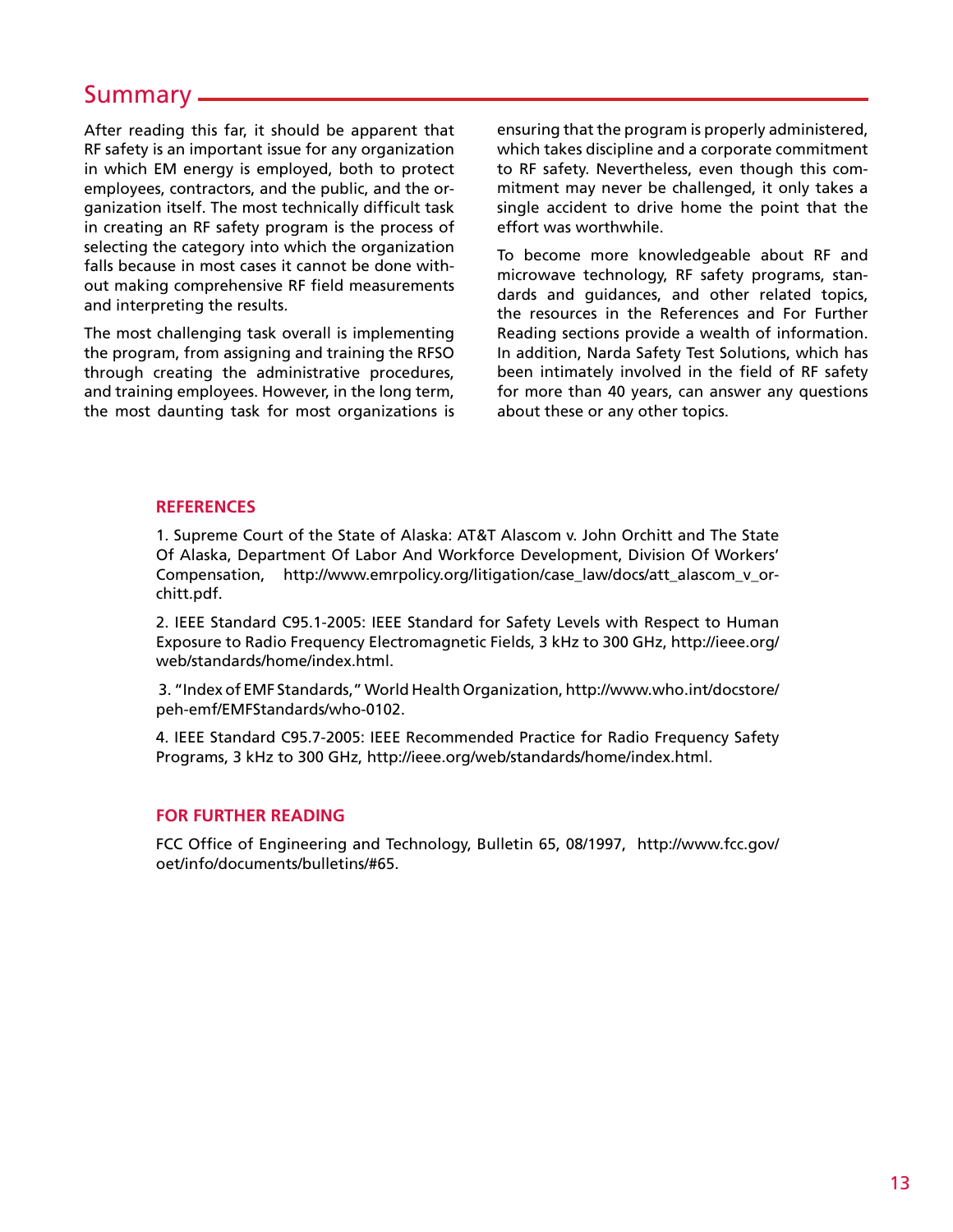## Summary

After reading this far, it should be apparent that RF safety is an important issue for any organization in which EM energy is employed, both to protect employees, contractors, and the public, and the organization itself. The most technically difficult task in creating an RF safety program is the process of selecting the category into which the organization falls because in most cases it cannot be done without making comprehensive RF field measurements and interpreting the results.

The most challenging task overall is implementing the program, from assigning and training the RFSO through creating the administrative procedures, and training employees. However, in the long term, the most daunting task for most organizations is ensuring that the program is properly administered, which takes discipline and a corporate commitment to RF safety. Nevertheless, even though this commitment may never be challenged, it only takes a single accident to drive home the point that the effort was worthwhile.

To become more knowledgeable about RF and microwave technology, RF safety programs, standards and guidances, and other related topics, the resources in the References and For Further Reading sections provide a wealth of information. In addition, Narda Safety Test Solutions, which has been intimately involved in the field of RF safety for more than 40 years, can answer any questions about these or any other topics.

### REFERENCES

1. Supreme Court of the State of Alaska: AT&T Alascom v. John Orchitt and The State Of Alaska, Department Of Labor And Workforce Development, Division Of Workers' Compensation, http://www.emrpolicy.org/litigation/case_law/docs/att_alascom_v_orchitt.pdf.

2. IEEE Standard C95.1-2005: IEEE Standard for Safety Levels with Respect to Human Exposure to Radio Frequency Electromagnetic Fields, 3 kHz to 300 GHz, http://ieee.org/web/standards/home/index.html.

3. "Index of EMF Standards," World Health Organization, http://www.who.int/docstore/peh-emf/EMFStandards/who-0102.

4. IEEE Standard C95.7-2005: IEEE Recommended Practice for Radio Frequency Safety Programs, 3 kHz to 300 GHz, http://ieee.org/web/standards/home/index.html.

### FOR FURTHER READING

FCC Office of Engineering and Technology, Bulletin 65, 08/1997, http://www.fcc.gov/oet/info/documents/bulletins/#65.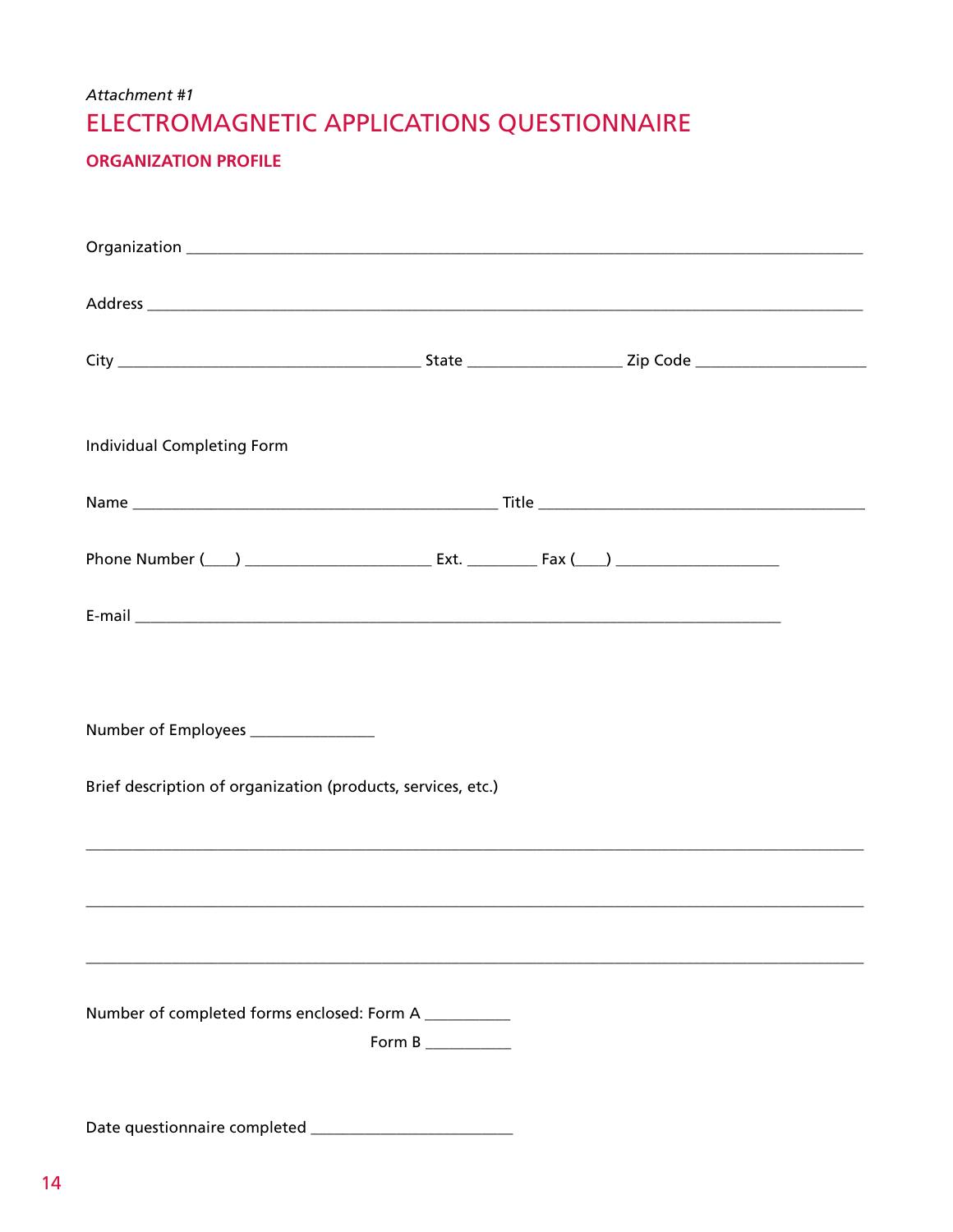*Attachment #1*

# ELECTROMAGNETIC APPLICATIONS QUESTIONNAIRE

## ORGANIZATION PROFILE

Organization ______________________________________________________________________

Address _________________________________________________________________________

City _______________________________ State _______________ Zip Code _________________

Individual Completing Form

Name ____________________________________ Title _________________________________

Phone Number (____) ___________________ Ext. ________ Fax (____) ________________

E-mail __________________________________________________________________

Number of Employees _____________

Brief description of organization (products, services, etc.)

_______________________________________________________________________________

_______________________________________________________________________________

_______________________________________________________________________________

Number of completed forms enclosed: Form A _________

Form B _________

Date questionnaire completed ____________________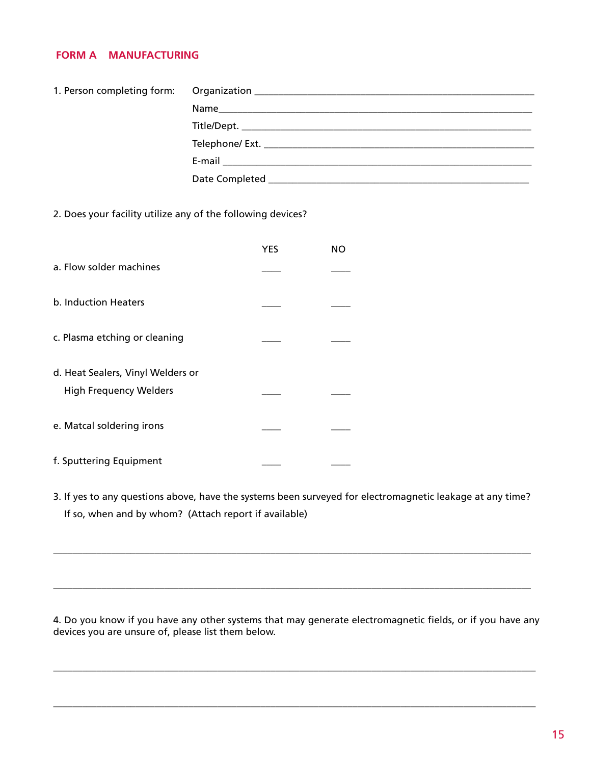## FORM A MANUFACTURING

1. Person completing form:
   - Organization ______________________________
   - Name ______________________________
   - Title/Dept. ______________________________
   - Telephone/ Ext. ______________________________
   - E-mail ______________________________
   - Date Completed ______________________________

2. Does your facility utilize any of the following devices?

| | YES | NO |
|---|---|---|
| a. Flow solder machines | ____ | ____ |
| b. Induction Heaters | ____ | ____ |
| c. Plasma etching or cleaning | ____ | ____ |
| d. Heat Sealers, Vinyl Welders or High Frequency Welders | ____ | ____ |
| e. Matcal soldering irons | ____ | ____ |
| f. Sputtering Equipment | ____ | ____ |

3. If yes to any questions above, have the systems been surveyed for electromagnetic leakage at any time? If so, when and by whom? (Attach report if available)

______________________________________________________________________

______________________________________________________________________

4. Do you know if you have any other systems that may generate electromagnetic fields, or if you have any devices you are unsure of, please list them below.

______________________________________________________________________

______________________________________________________________________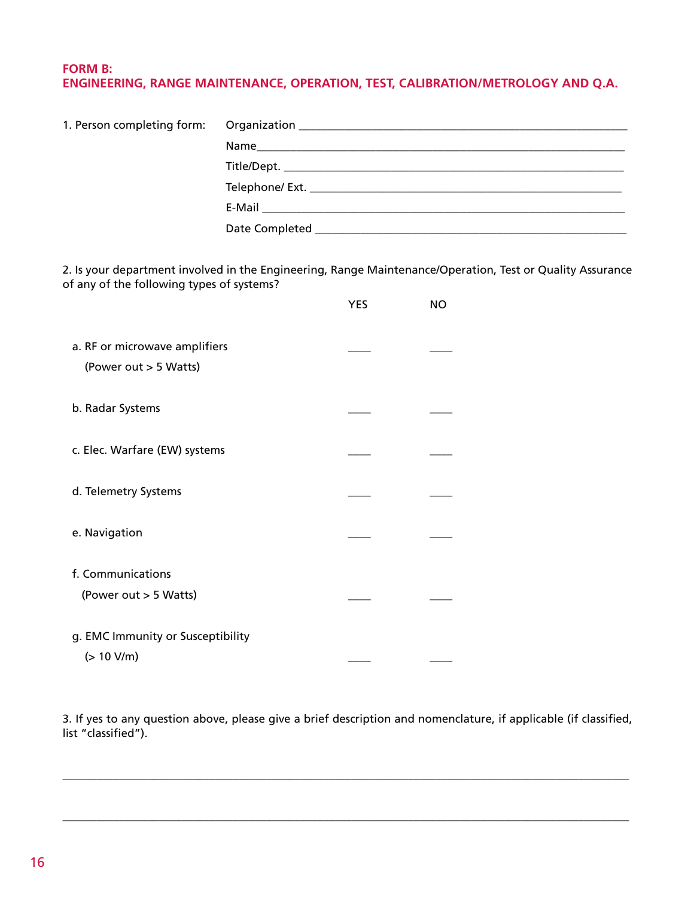## FORM B:
## ENGINEERING, RANGE MAINTENANCE, OPERATION, TEST, CALIBRATION/METROLOGY AND Q.A.

1. Person completing form:

   Organization ____________________

   Name____________________

   Title/Dept. ____________________

   Telephone/ Ext. ____________________

   E-Mail ____________________

   Date Completed ____________________

2. Is your department involved in the Engineering, Range Maintenance/Operation, Test or Quality Assurance of any of the following types of systems?

| | YES | NO |
|---|---|---|
| a. RF or microwave amplifiers (Power out > 5 Watts) | ____ | ____ |
| b. Radar Systems | ____ | ____ |
| c. Elec. Warfare (EW) systems | ____ | ____ |
| d. Telemetry Systems | ____ | ____ |
| e. Navigation | ____ | ____ |
| f. Communications (Power out > 5 Watts) | ____ | ____ |
| g. EMC Immunity or Susceptibility (> 10 V/m) | ____ | ____ |

3. If yes to any question above, please give a brief description and nomenclature, if applicable (if classified, list “classified”).

____________________________________________________________

____________________________________________________________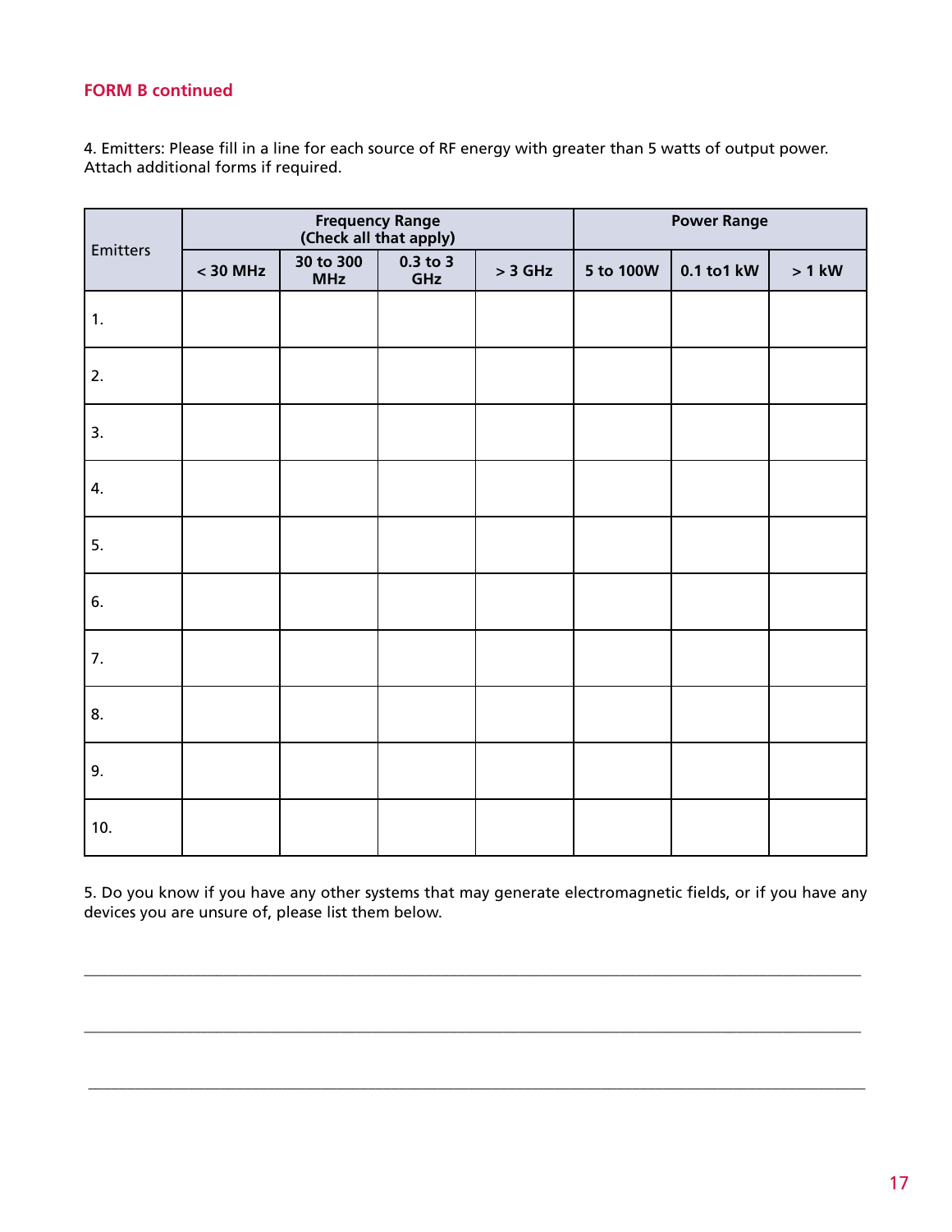**FORM B continued**

4. Emitters: Please fill in a line for each source of RF energy with greater than 5 watts of output power. Attach additional forms if required.

| Emitters | Frequency Range (Check all that apply) | | | | Power Range | | |
|---|---|---|---|---|---|---|---|
| | < 30 MHz | 30 to 300 MHz | 0.3 to 3 GHz | > 3 GHz | 5 to 100W | 0.1 to1 kW | > 1 kW |
| 1. | | | | | | | |
| 2. | | | | | | | |
| 3. | | | | | | | |
| 4. | | | | | | | |
| 5. | | | | | | | |
| 6. | | | | | | | |
| 7. | | | | | | | |
| 8. | | | | | | | |
| 9. | | | | | | | |
| 10. | | | | | | | |

5. Do you know if you have any other systems that may generate electromagnetic fields, or if you have any devices you are unsure of, please list them below.

\_\_\_\_\_\_\_\_\_\_\_\_\_\_\_\_\_\_\_\_\_\_\_\_\_\_\_\_\_\_\_\_\_\_\_\_\_\_\_\_\_\_\_\_\_\_\_\_\_\_\_\_\_\_\_\_\_\_\_\_\_\_\_\_\_\_\_\_\_\_\_\_\_\_\_\_\_\_

\_\_\_\_\_\_\_\_\_\_\_\_\_\_\_\_\_\_\_\_\_\_\_\_\_\_\_\_\_\_\_\_\_\_\_\_\_\_\_\_\_\_\_\_\_\_\_\_\_\_\_\_\_\_\_\_\_\_\_\_\_\_\_\_\_\_\_\_\_\_\_\_\_\_\_\_\_\_

\_\_\_\_\_\_\_\_\_\_\_\_\_\_\_\_\_\_\_\_\_\_\_\_\_\_\_\_\_\_\_\_\_\_\_\_\_\_\_\_\_\_\_\_\_\_\_\_\_\_\_\_\_\_\_\_\_\_\_\_\_\_\_\_\_\_\_\_\_\_\_\_\_\_\_\_\_\_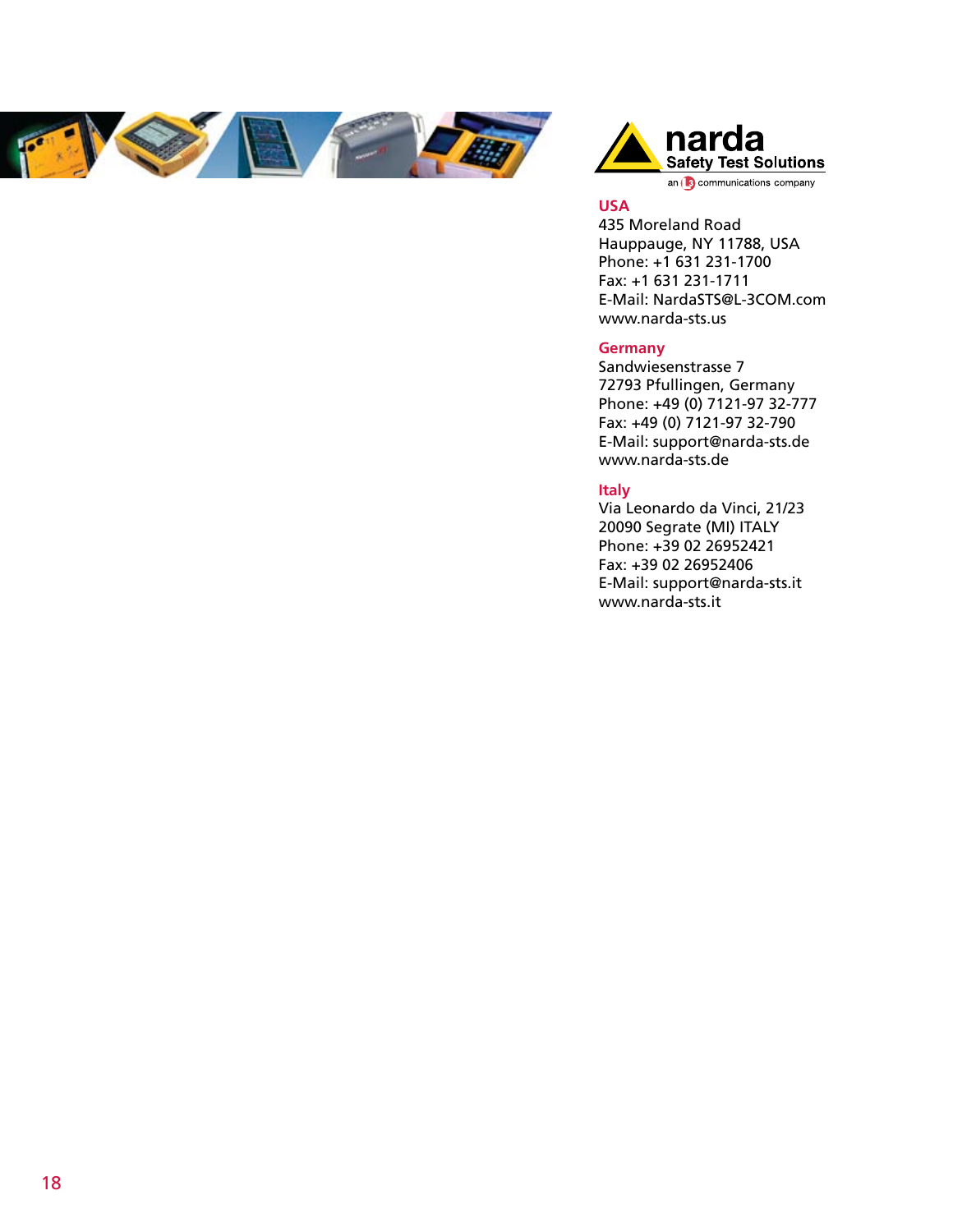narda Safety Test Solutions

an L3 communications company

**USA**
435 Moreland Road
Hauppauge, NY 11788, USA
Phone: +1 631 231-1700
Fax: +1 631 231-1711
E-Mail: NardaSTS@L-3COM.com
www.narda-sts.us

**Germany**
Sandwiesenstrasse 7
72793 Pfullingen, Germany
Phone: +49 (0) 7121-97 32-777
Fax: +49 (0) 7121-97 32-790
E-Mail: support@narda-sts.de
www.narda-sts.de

**Italy**
Via Leonardo da Vinci, 21/23
20090 Segrate (MI) ITALY
Phone: +39 02 26952421
Fax: +39 02 26952406
E-Mail: support@narda-sts.it
www.narda-sts.it